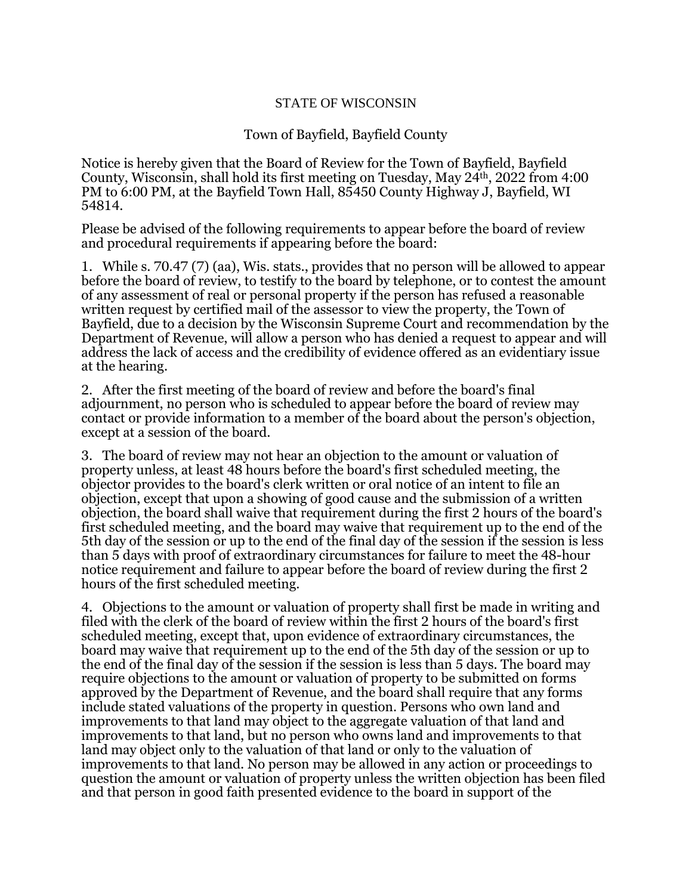STATE OF WISCONSIN

Town of Bayfield, Bayfield County

Notice is hereby given that the Board of Review for the Town of Bayfield, Bayfield County, Wisconsin, shall hold its first meeting on Tuesday, May 24th, 2022 from 4:00 PM to 6:00 PM, at the Bayfield Town Hall, 85450 County Highway J, Bayfield, WI 54814.

Please be advised of the following requirements to appear before the board of review and procedural requirements if appearing before the board:

1. While s. 70.47 (7) (aa), Wis. stats., provides that no person will be allowed to appear before the board of review, to testify to the board by telephone, or to contest the amount of any assessment of real or personal property if the person has refused a reasonable written request by certified mail of the assessor to view the property, the Town of Bayfield, due to a decision by the Wisconsin Supreme Court and recommendation by the Department of Revenue, will allow a person who has denied a request to appear and will address the lack of access and the credibility of evidence offered as an evidentiary issue at the hearing.

2. After the first meeting of the board of review and before the board's final adjournment, no person who is scheduled to appear before the board of review may contact or provide information to a member of the board about the person's objection, except at a session of the board.

3. The board of review may not hear an objection to the amount or valuation of property unless, at least 48 hours before the board's first scheduled meeting, the objector provides to the board's clerk written or oral notice of an intent to file an objection, except that upon a showing of good cause and the submission of a written objection, the board shall waive that requirement during the first 2 hours of the board's first scheduled meeting, and the board may waive that requirement up to the end of the 5th day of the session or up to the end of the final day of the session if the session is less than 5 days with proof of extraordinary circumstances for failure to meet the 48-hour notice requirement and failure to appear before the board of review during the first 2 hours of the first scheduled meeting.

4. Objections to the amount or valuation of property shall first be made in writing and filed with the clerk of the board of review within the first 2 hours of the board's first scheduled meeting, except that, upon evidence of extraordinary circumstances, the board may waive that requirement up to the end of the 5th day of the session or up to the end of the final day of the session if the session is less than 5 days. The board may require objections to the amount or valuation of property to be submitted on forms approved by the Department of Revenue, and the board shall require that any forms include stated valuations of the property in question. Persons who own land and improvements to that land may object to the aggregate valuation of that land and improvements to that land, but no person who owns land and improvements to that land may object only to the valuation of that land or only to the valuation of improvements to that land. No person may be allowed in any action or proceedings to question the amount or valuation of property unless the written objection has been filed and that person in good faith presented evidence to the board in support of the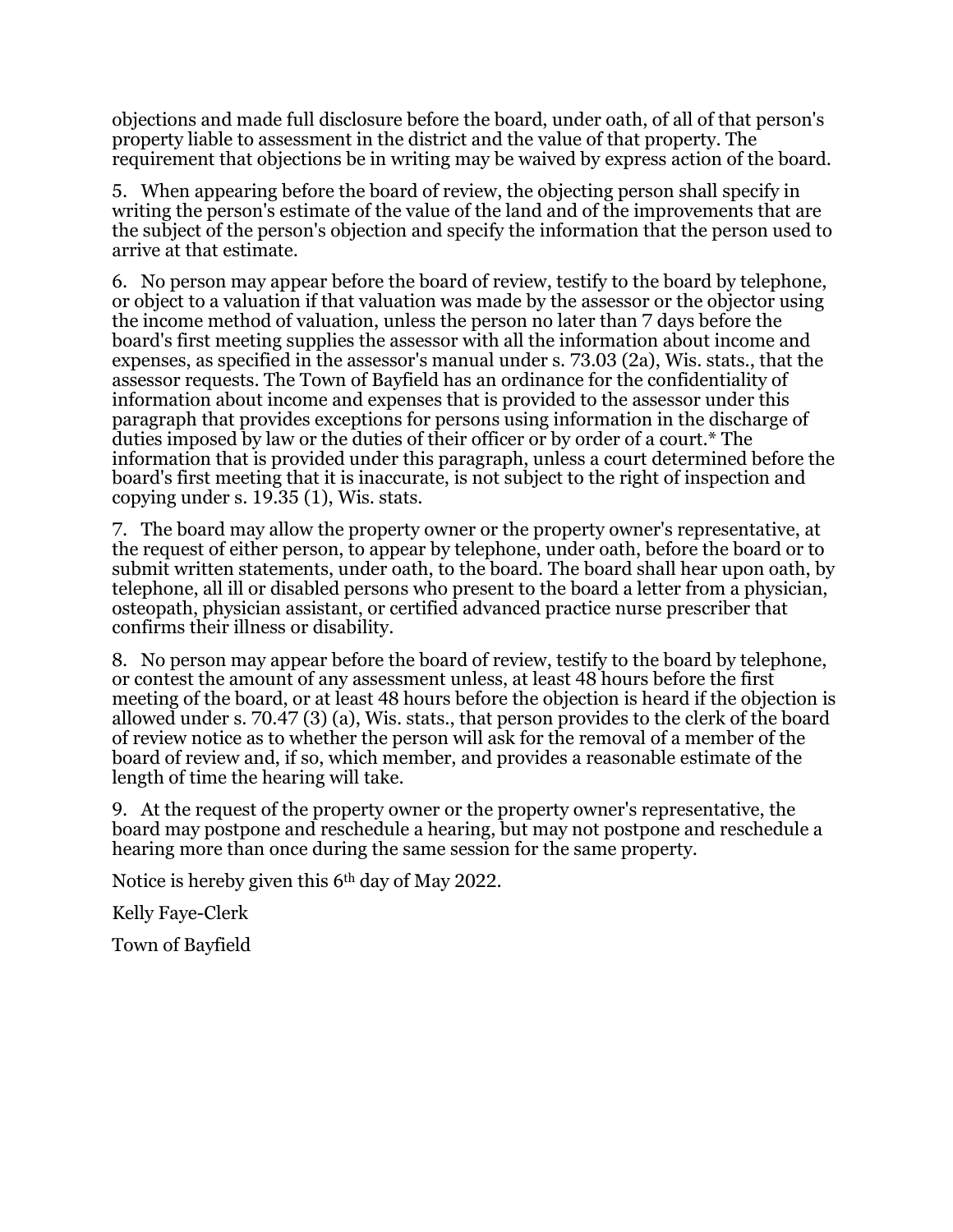objections and made full disclosure before the board, under oath, of all of that person's property liable to assessment in the district and the value of that property. The requirement that objections be in writing may be waived by express action of the board.

5. When appearing before the board of review, the objecting person shall specify in writing the person's estimate of the value of the land and of the improvements that are the subject of the person's objection and specify the information that the person used to arrive at that estimate.

6. No person may appear before the board of review, testify to the board by telephone, or object to a valuation if that valuation was made by the assessor or the objector using the income method of valuation, unless the person no later than 7 days before the board's first meeting supplies the assessor with all the information about income and expenses, as specified in the assessor's manual under s. 73.03 (2a), Wis. stats., that the assessor requests. The Town of Bayfield has an ordinance for the confidentiality of information about income and expenses that is provided to the assessor under this paragraph that provides exceptions for persons using information in the discharge of duties imposed by law or the duties of their officer or by order of a court.* The information that is provided under this paragraph, unless a court determined before the board's first meeting that it is inaccurate, is not subject to the right of inspection and copying under s. 19.35 (1), Wis. stats.

7. The board may allow the property owner or the property owner's representative, at the request of either person, to appear by telephone, under oath, before the board or to submit written statements, under oath, to the board. The board shall hear upon oath, by telephone, all ill or disabled persons who present to the board a letter from a physician, osteopath, physician assistant, or certified advanced practice nurse prescriber that confirms their illness or disability.

8. No person may appear before the board of review, testify to the board by telephone, or contest the amount of any assessment unless, at least 48 hours before the first meeting of the board, or at least 48 hours before the objection is heard if the objection is allowed under s. 70.47 (3) (a), Wis. stats., that person provides to the clerk of the board of review notice as to whether the person will ask for the removal of a member of the board of review and, if so, which member, and provides a reasonable estimate of the length of time the hearing will take.

9. At the request of the property owner or the property owner's representative, the board may postpone and reschedule a hearing, but may not postpone and reschedule a hearing more than once during the same session for the same property.

Notice is hereby given this 6th day of May 2022.

Kelly Faye-Clerk

Town of Bayfield